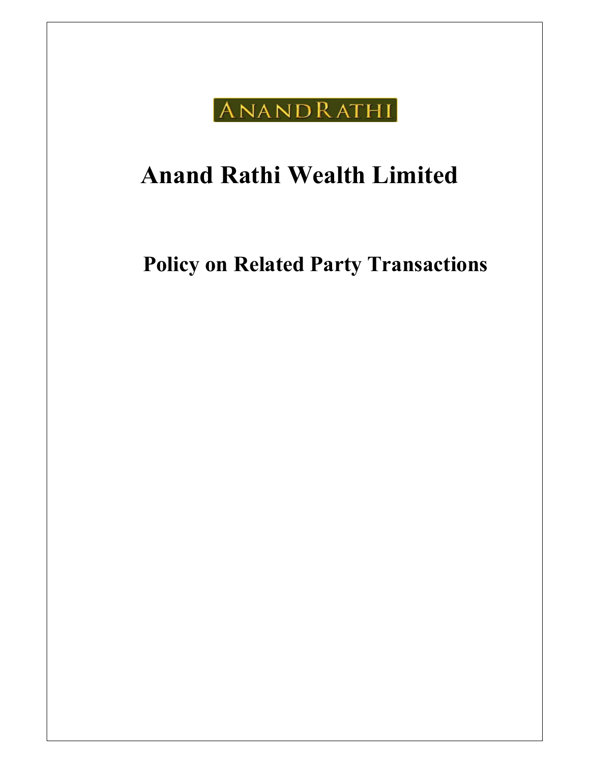ANANDRATHI

# Anand Rathi Wealth Limited

## Policy on Related Party Transactions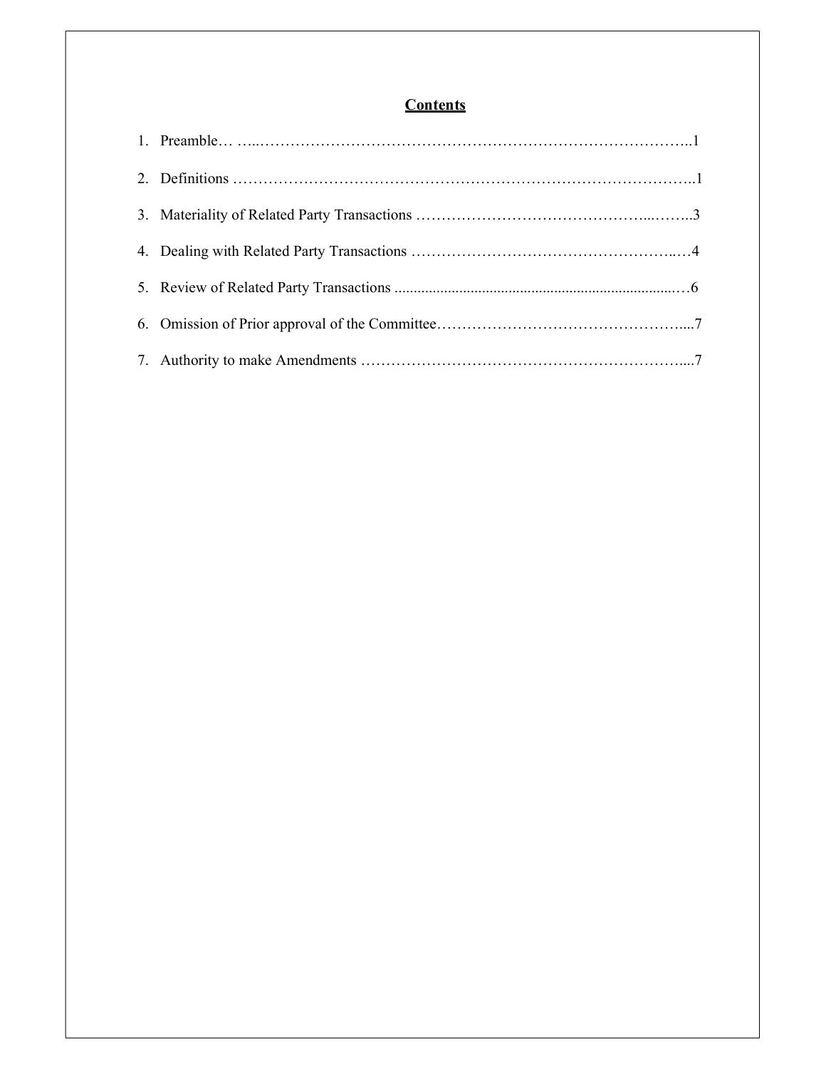# Contents

1. Preamble… …..…………………………………………………………………………..1
2. Definitions ………………………………………………………………………………..1
3. Materiality of Related Party Transactions ………………………………………...……..3
4. Dealing with Related Party Transactions ……………………………………………..…4
5. Review of Related Party Transactions ..........................................................................…6
6. Omission of Prior approval of the Committee…………………………………………....7
7. Authority to make Amendments ………………………………………………………....7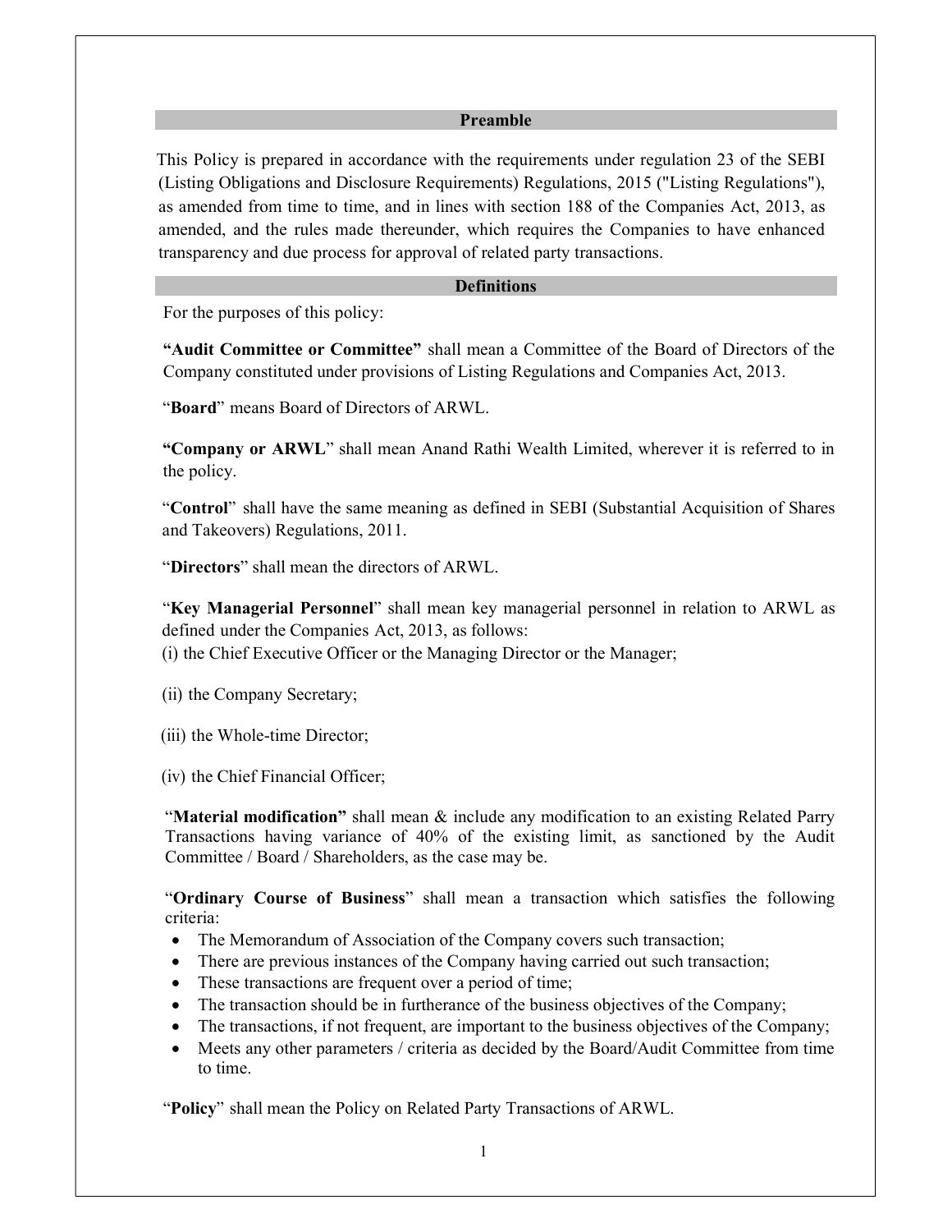## Preamble

This Policy is prepared in accordance with the requirements under regulation 23 of the SEBI (Listing Obligations and Disclosure Requirements) Regulations, 2015 ("Listing Regulations"), as amended from time to time, and in lines with section 188 of the Companies Act, 2013, as amended, and the rules made thereunder, which requires the Companies to have enhanced transparency and due process for approval of related party transactions.

## Definitions

For the purposes of this policy:

**"Audit Committee or Committee"** shall mean a Committee of the Board of Directors of the Company constituted under provisions of Listing Regulations and Companies Act, 2013.

"**Board**" means Board of Directors of ARWL.

**"Company or ARWL**" shall mean Anand Rathi Wealth Limited, wherever it is referred to in the policy.

"**Control**" shall have the same meaning as defined in SEBI (Substantial Acquisition of Shares and Takeovers) Regulations, 2011.

"**Directors**" shall mean the directors of ARWL.

"**Key Managerial Personnel**" shall mean key managerial personnel in relation to ARWL as defined under the Companies Act, 2013, as follows:

(i) the Chief Executive Officer or the Managing Director or the Manager;

(ii) the Company Secretary;

(iii) the Whole-time Director;

(iv) the Chief Financial Officer;

"**Material modification"** shall mean & include any modification to an existing Related Parry Transactions having variance of 40% of the existing limit, as sanctioned by the Audit Committee / Board / Shareholders, as the case may be.

"**Ordinary Course of Business**" shall mean a transaction which satisfies the following criteria:

- The Memorandum of Association of the Company covers such transaction;
- There are previous instances of the Company having carried out such transaction;
- These transactions are frequent over a period of time;
- The transaction should be in furtherance of the business objectives of the Company;
- The transactions, if not frequent, are important to the business objectives of the Company;
- Meets any other parameters / criteria as decided by the Board/Audit Committee from time to time.

"**Policy**" shall mean the Policy on Related Party Transactions of ARWL.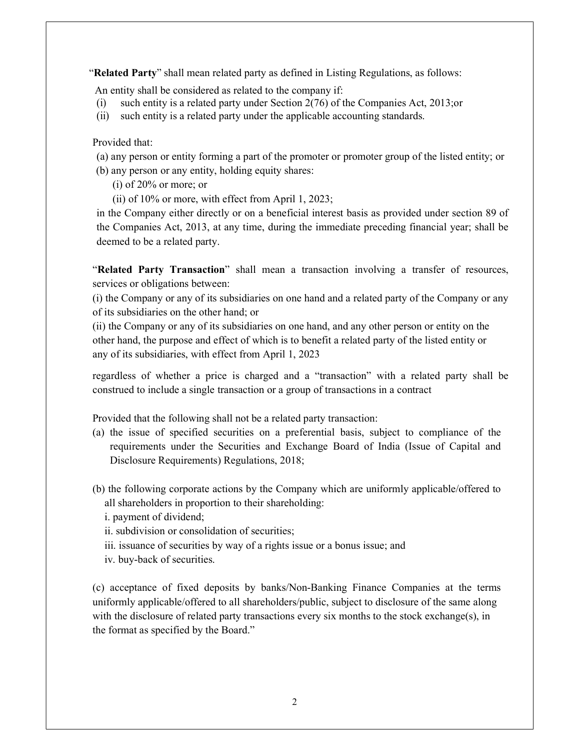"**Related Party**" shall mean related party as defined in Listing Regulations, as follows:

An entity shall be considered as related to the company if:

(i) such entity is a related party under Section 2(76) of the Companies Act, 2013;or
(ii) such entity is a related party under the applicable accounting standards.

Provided that:

(a) any person or entity forming a part of the promoter or promoter group of the listed entity; or
(b) any person or any entity, holding equity shares:
  (i) of 20% or more; or
  (ii) of 10% or more, with effect from April 1, 2023;

in the Company either directly or on a beneficial interest basis as provided under section 89 of the Companies Act, 2013, at any time, during the immediate preceding financial year; shall be deemed to be a related party.

"**Related Party Transaction**" shall mean a transaction involving a transfer of resources, services or obligations between:

(i) the Company or any of its subsidiaries on one hand and a related party of the Company or any of its subsidiaries on the other hand; or

(ii) the Company or any of its subsidiaries on one hand, and any other person or entity on the other hand, the purpose and effect of which is to benefit a related party of the listed entity or any of its subsidiaries, with effect from April 1, 2023

regardless of whether a price is charged and a "transaction" with a related party shall be construed to include a single transaction or a group of transactions in a contract

Provided that the following shall not be a related party transaction:

(a) the issue of specified securities on a preferential basis, subject to compliance of the requirements under the Securities and Exchange Board of India (Issue of Capital and Disclosure Requirements) Regulations, 2018;

(b) the following corporate actions by the Company which are uniformly applicable/offered to all shareholders in proportion to their shareholding:
  i. payment of dividend;
  ii. subdivision or consolidation of securities;
  iii. issuance of securities by way of a rights issue or a bonus issue; and
  iv. buy-back of securities.

(c) acceptance of fixed deposits by banks/Non-Banking Finance Companies at the terms uniformly applicable/offered to all shareholders/public, subject to disclosure of the same along with the disclosure of related party transactions every six months to the stock exchange(s), in the format as specified by the Board."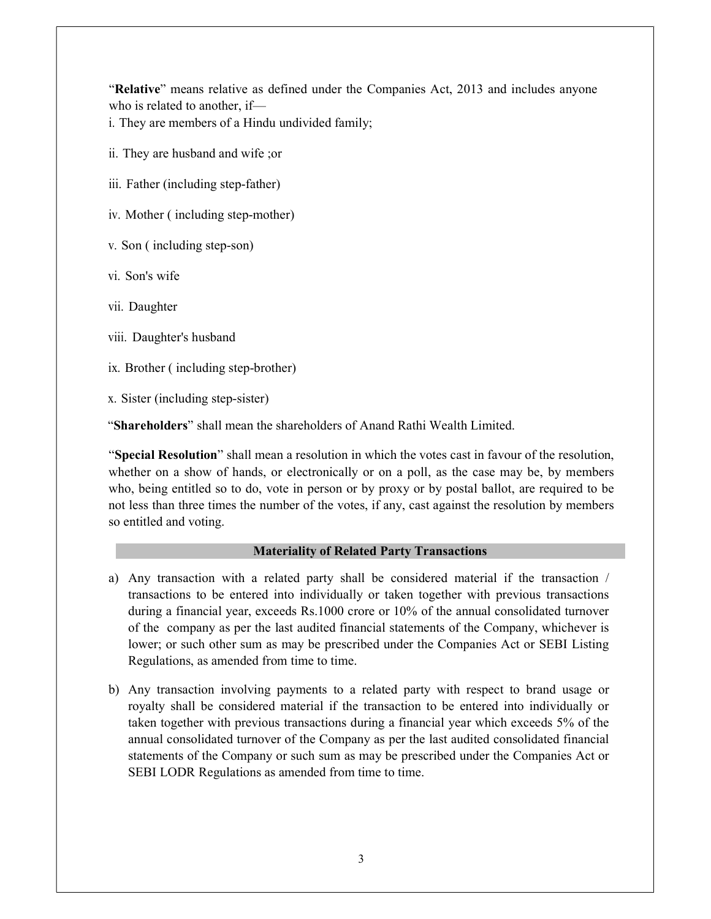"**Relative**" means relative as defined under the Companies Act, 2013 and includes anyone who is related to another, if—

i. They are members of a Hindu undivided family;

ii. They are husband and wife ;or

iii. Father (including step-father)

iv. Mother ( including step-mother)

v. Son ( including step-son)

vi. Son's wife

vii. Daughter

viii. Daughter's husband

ix. Brother ( including step-brother)

x. Sister (including step-sister)

"**Shareholders**" shall mean the shareholders of Anand Rathi Wealth Limited.

"**Special Resolution**" shall mean a resolution in which the votes cast in favour of the resolution, whether on a show of hands, or electronically or on a poll, as the case may be, by members who, being entitled so to do, vote in person or by proxy or by postal ballot, are required to be not less than three times the number of the votes, if any, cast against the resolution by members so entitled and voting.

## Materiality of Related Party Transactions

a) Any transaction with a related party shall be considered material if the transaction / transactions to be entered into individually or taken together with previous transactions during a financial year, exceeds Rs.1000 crore or 10% of the annual consolidated turnover of the company as per the last audited financial statements of the Company, whichever is lower; or such other sum as may be prescribed under the Companies Act or SEBI Listing Regulations, as amended from time to time.

b) Any transaction involving payments to a related party with respect to brand usage or royalty shall be considered material if the transaction to be entered into individually or taken together with previous transactions during a financial year which exceeds 5% of the annual consolidated turnover of the Company as per the last audited consolidated financial statements of the Company or such sum as may be prescribed under the Companies Act or SEBI LODR Regulations as amended from time to time.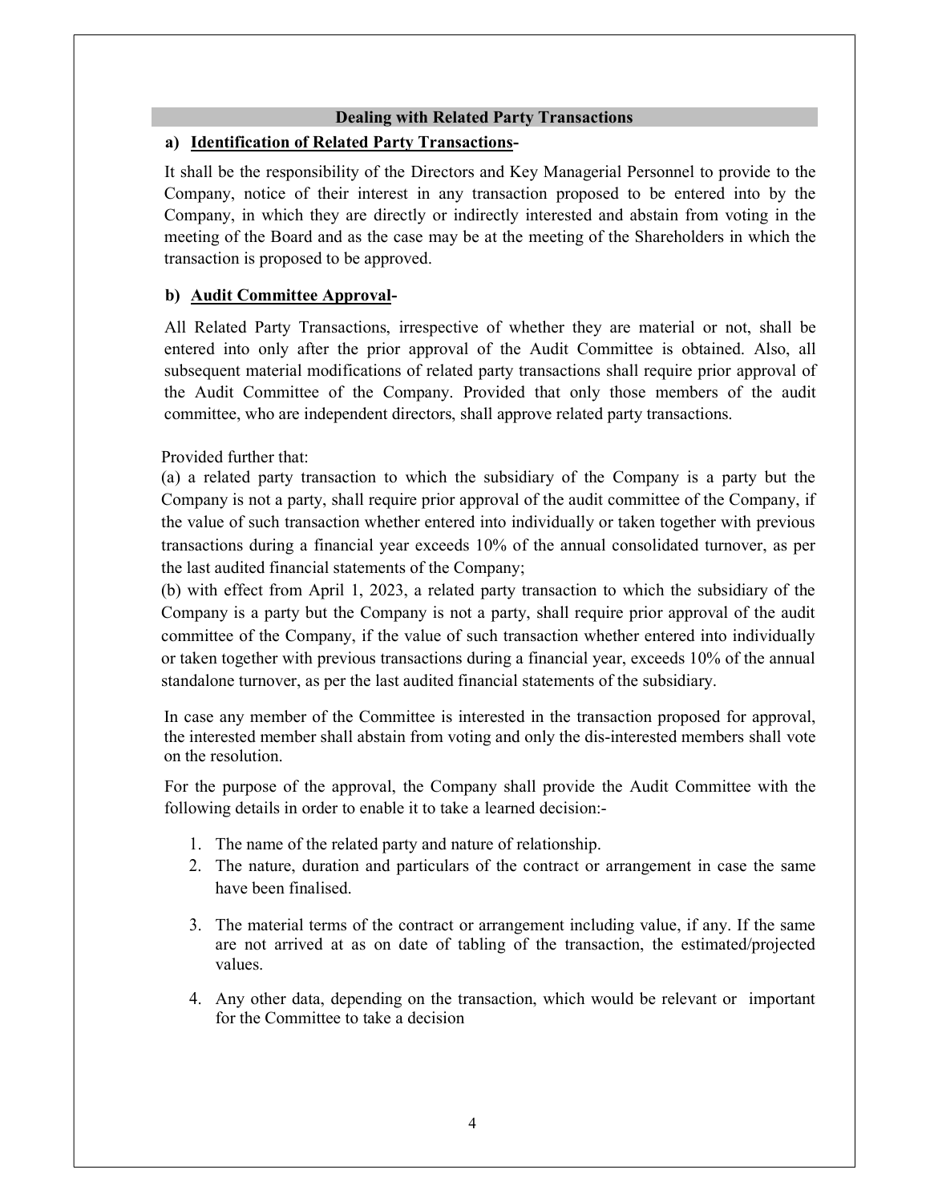## Dealing with Related Party Transactions

**a) Identification of Related Party Transactions-**

It shall be the responsibility of the Directors and Key Managerial Personnel to provide to the Company, notice of their interest in any transaction proposed to be entered into by the Company, in which they are directly or indirectly interested and abstain from voting in the meeting of the Board and as the case may be at the meeting of the Shareholders in which the transaction is proposed to be approved.

**b) Audit Committee Approval-**

All Related Party Transactions, irrespective of whether they are material or not, shall be entered into only after the prior approval of the Audit Committee is obtained. Also, all subsequent material modifications of related party transactions shall require prior approval of the Audit Committee of the Company. Provided that only those members of the audit committee, who are independent directors, shall approve related party transactions.

Provided further that:

(a) a related party transaction to which the subsidiary of the Company is a party but the Company is not a party, shall require prior approval of the audit committee of the Company, if the value of such transaction whether entered into individually or taken together with previous transactions during a financial year exceeds 10% of the annual consolidated turnover, as per the last audited financial statements of the Company;

(b) with effect from April 1, 2023, a related party transaction to which the subsidiary of the Company is a party but the Company is not a party, shall require prior approval of the audit committee of the Company, if the value of such transaction whether entered into individually or taken together with previous transactions during a financial year, exceeds 10% of the annual standalone turnover, as per the last audited financial statements of the subsidiary.

In case any member of the Committee is interested in the transaction proposed for approval, the interested member shall abstain from voting and only the dis-interested members shall vote on the resolution.

For the purpose of the approval, the Company shall provide the Audit Committee with the following details in order to enable it to take a learned decision:-

1. The name of the related party and nature of relationship.
2. The nature, duration and particulars of the contract or arrangement in case the same have been finalised.
3. The material terms of the contract or arrangement including value, if any. If the same are not arrived at as on date of tabling of the transaction, the estimated/projected values.
4. Any other data, depending on the transaction, which would be relevant or important for the Committee to take a decision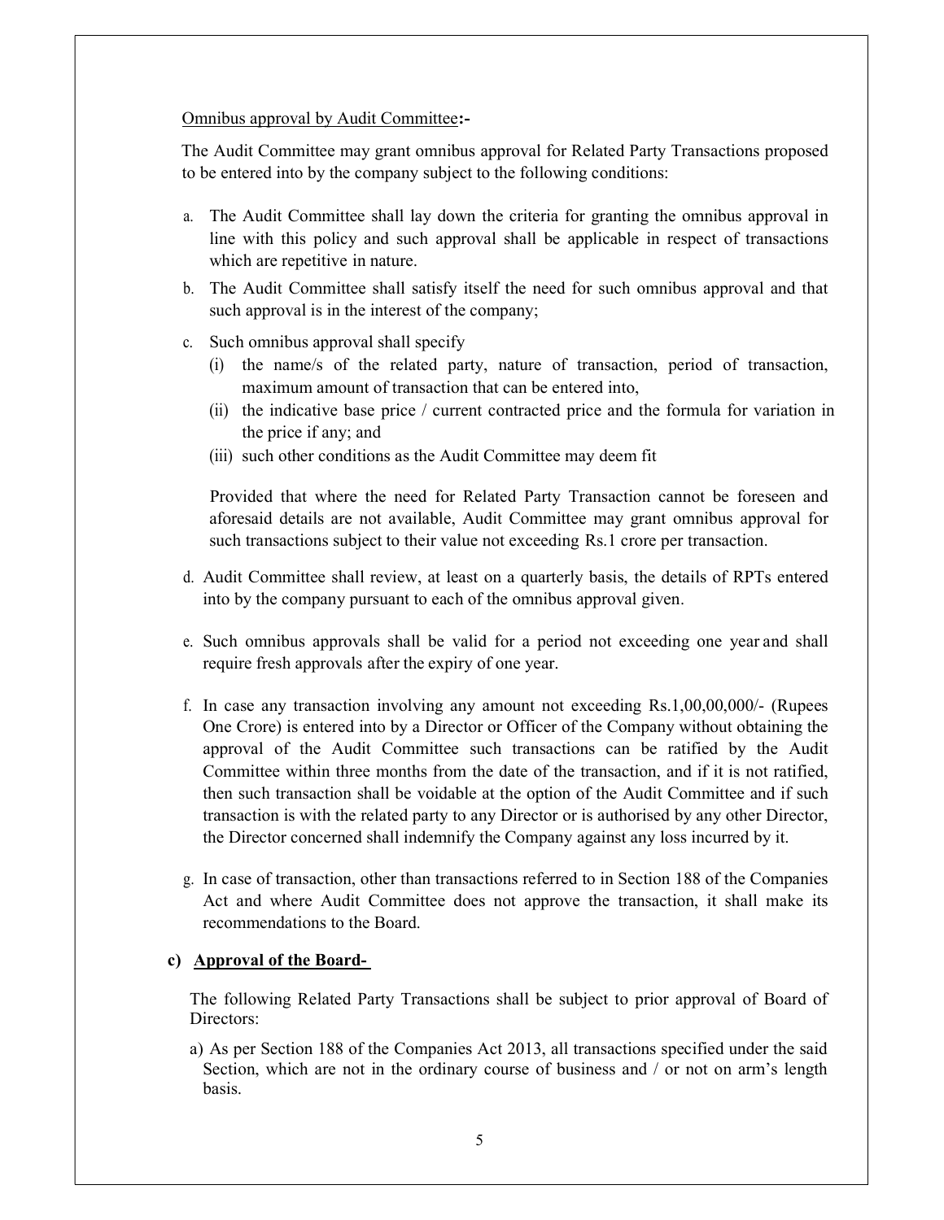Omnibus approval by Audit Committee:-

The Audit Committee may grant omnibus approval for Related Party Transactions proposed to be entered into by the company subject to the following conditions:

a. The Audit Committee shall lay down the criteria for granting the omnibus approval in line with this policy and such approval shall be applicable in respect of transactions which are repetitive in nature.

b. The Audit Committee shall satisfy itself the need for such omnibus approval and that such approval is in the interest of the company;

c. Such omnibus approval shall specify
   (i) the name/s of the related party, nature of transaction, period of transaction, maximum amount of transaction that can be entered into,
   (ii) the indicative base price / current contracted price and the formula for variation in the price if any; and
   (iii) such other conditions as the Audit Committee may deem fit

   Provided that where the need for Related Party Transaction cannot be foreseen and aforesaid details are not available, Audit Committee may grant omnibus approval for such transactions subject to their value not exceeding Rs.1 crore per transaction.

d. Audit Committee shall review, at least on a quarterly basis, the details of RPTs entered into by the company pursuant to each of the omnibus approval given.

e. Such omnibus approvals shall be valid for a period not exceeding one year and shall require fresh approvals after the expiry of one year.

f. In case any transaction involving any amount not exceeding Rs.1,00,00,000/- (Rupees One Crore) is entered into by a Director or Officer of the Company without obtaining the approval of the Audit Committee such transactions can be ratified by the Audit Committee within three months from the date of the transaction, and if it is not ratified, then such transaction shall be voidable at the option of the Audit Committee and if such transaction is with the related party to any Director or is authorised by any other Director, the Director concerned shall indemnify the Company against any loss incurred by it.

g. In case of transaction, other than transactions referred to in Section 188 of the Companies Act and where Audit Committee does not approve the transaction, it shall make its recommendations to the Board.

**c) Approval of the Board-**

The following Related Party Transactions shall be subject to prior approval of Board of Directors:

a) As per Section 188 of the Companies Act 2013, all transactions specified under the said Section, which are not in the ordinary course of business and / or not on arm's length basis.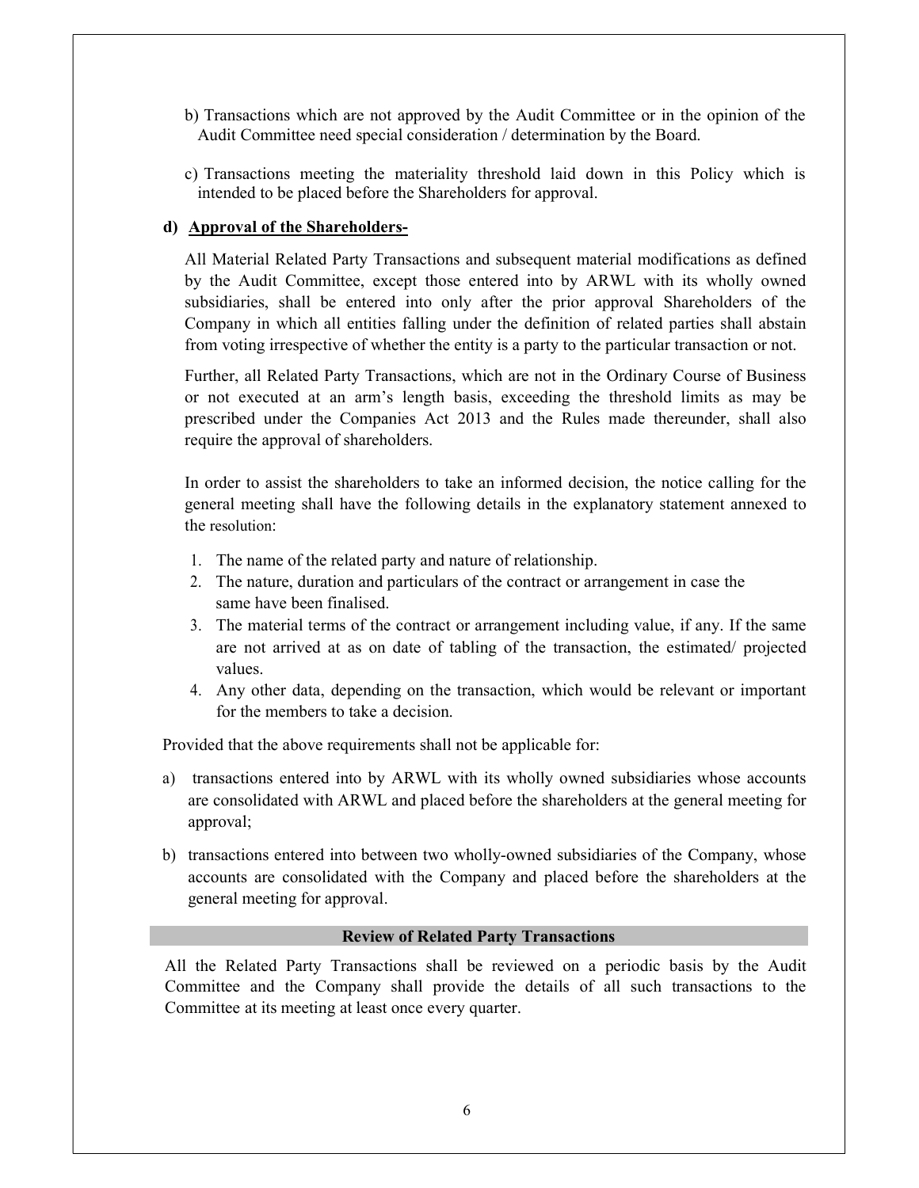b) Transactions which are not approved by the Audit Committee or in the opinion of the Audit Committee need special consideration / determination by the Board.

c) Transactions meeting the materiality threshold laid down in this Policy which is intended to be placed before the Shareholders for approval.

**d) Approval of the Shareholders-**

All Material Related Party Transactions and subsequent material modifications as defined by the Audit Committee, except those entered into by ARWL with its wholly owned subsidiaries, shall be entered into only after the prior approval Shareholders of the Company in which all entities falling under the definition of related parties shall abstain from voting irrespective of whether the entity is a party to the particular transaction or not.

Further, all Related Party Transactions, which are not in the Ordinary Course of Business or not executed at an arm's length basis, exceeding the threshold limits as may be prescribed under the Companies Act 2013 and the Rules made thereunder, shall also require the approval of shareholders.

In order to assist the shareholders to take an informed decision, the notice calling for the general meeting shall have the following details in the explanatory statement annexed to the resolution:

1. The name of the related party and nature of relationship.
2. The nature, duration and particulars of the contract or arrangement in case the same have been finalised.
3. The material terms of the contract or arrangement including value, if any. If the same are not arrived at as on date of tabling of the transaction, the estimated/ projected values.
4. Any other data, depending on the transaction, which would be relevant or important for the members to take a decision.

Provided that the above requirements shall not be applicable for:

a) transactions entered into by ARWL with its wholly owned subsidiaries whose accounts are consolidated with ARWL and placed before the shareholders at the general meeting for approval;

b) transactions entered into between two wholly-owned subsidiaries of the Company, whose accounts are consolidated with the Company and placed before the shareholders at the general meeting for approval.

## Review of Related Party Transactions

All the Related Party Transactions shall be reviewed on a periodic basis by the Audit Committee and the Company shall provide the details of all such transactions to the Committee at its meeting at least once every quarter.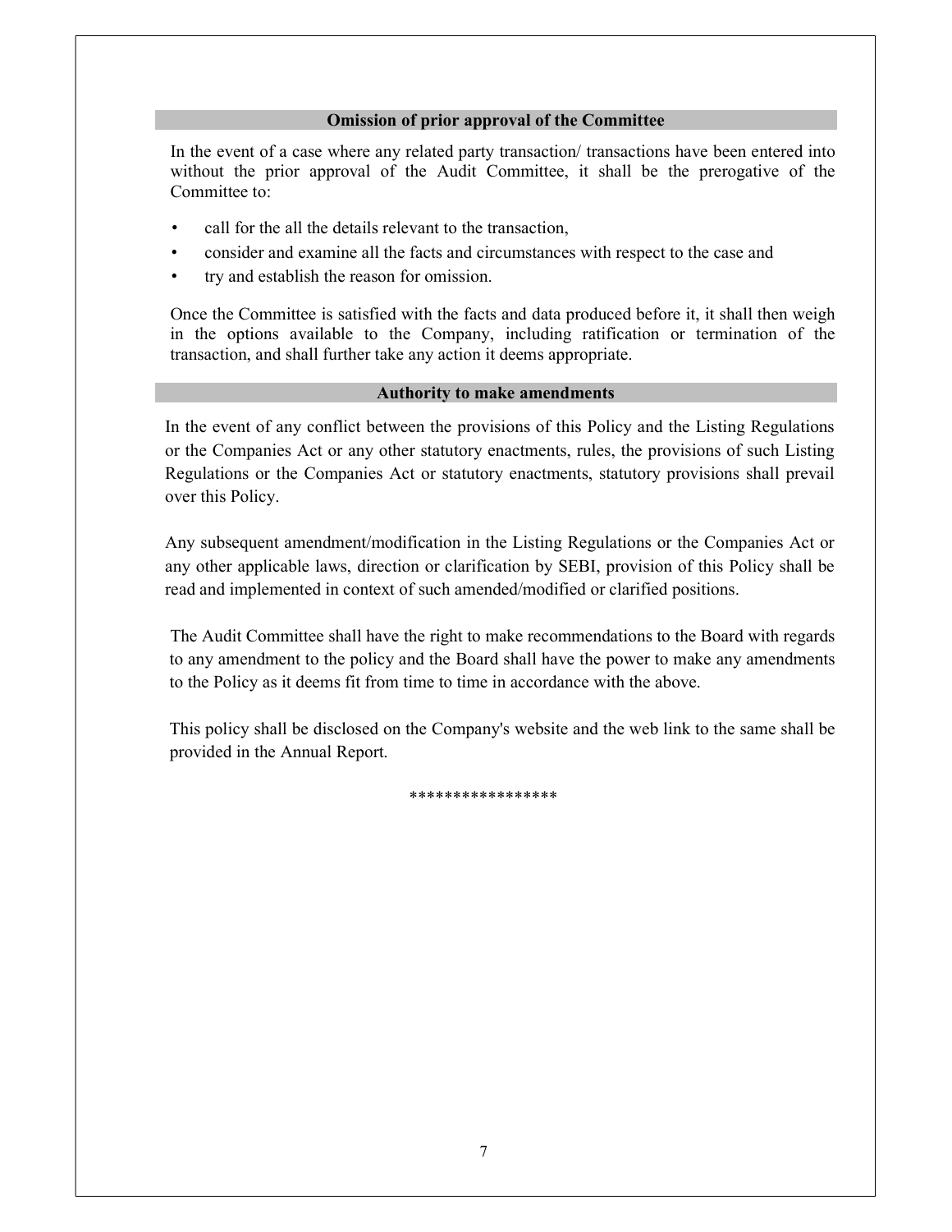## Omission of prior approval of the Committee

In the event of a case where any related party transaction/ transactions have been entered into without the prior approval of the Audit Committee, it shall be the prerogative of the Committee to:

- call for the all the details relevant to the transaction,
- consider and examine all the facts and circumstances with respect to the case and
- try and establish the reason for omission.

Once the Committee is satisfied with the facts and data produced before it, it shall then weigh in the options available to the Company, including ratification or termination of the transaction, and shall further take any action it deems appropriate.

## Authority to make amendments

In the event of any conflict between the provisions of this Policy and the Listing Regulations or the Companies Act or any other statutory enactments, rules, the provisions of such Listing Regulations or the Companies Act or statutory enactments, statutory provisions shall prevail over this Policy.

Any subsequent amendment/modification in the Listing Regulations or the Companies Act or any other applicable laws, direction or clarification by SEBI, provision of this Policy shall be read and implemented in context of such amended/modified or clarified positions.

The Audit Committee shall have the right to make recommendations to the Board with regards to any amendment to the policy and the Board shall have the power to make any amendments to the Policy as it deems fit from time to time in accordance with the above.

This policy shall be disclosed on the Company's website and the web link to the same shall be provided in the Annual Report.

*****************